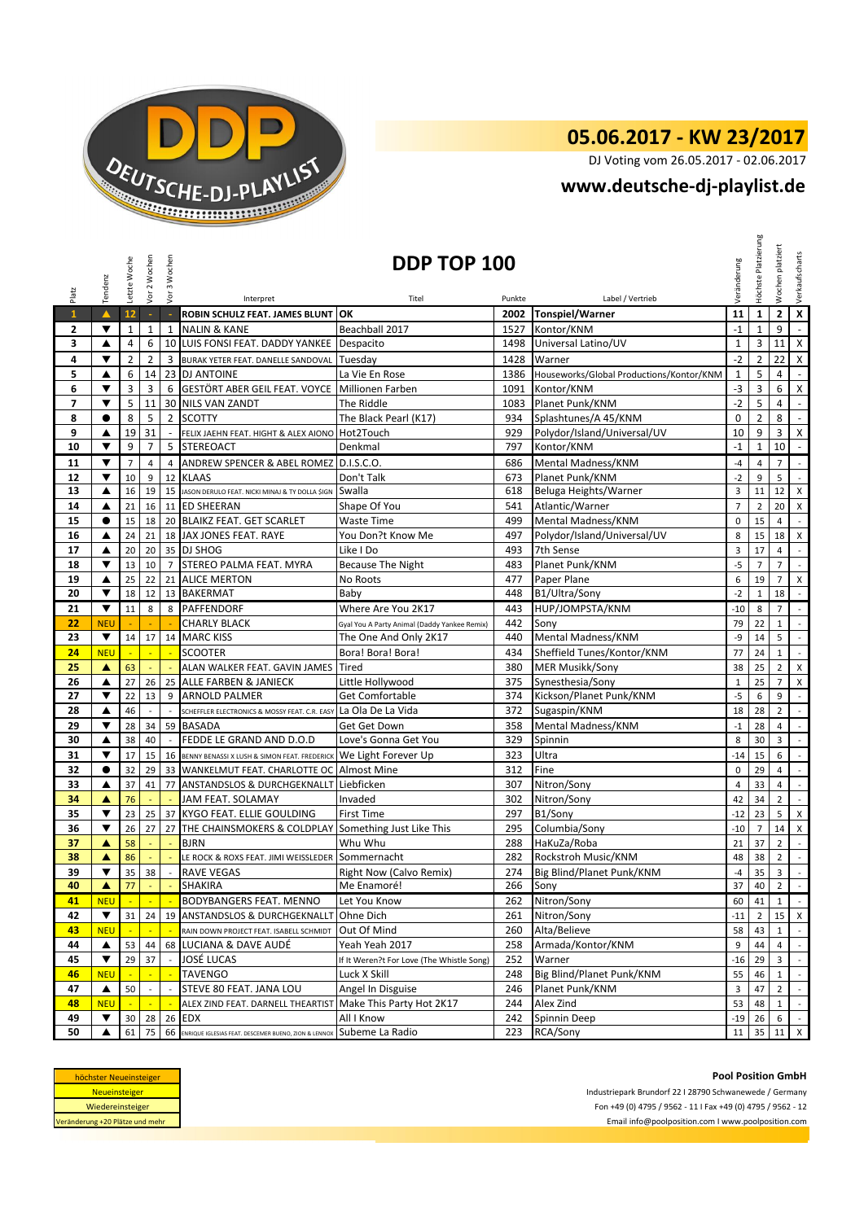# 05.06.2017 - KW 23/2017

DJ Voting vom 26.05.2017 - 02.06.2017

**www.deutsche-dj-playlist.de**

## DDP TOP 100

| Platz | Tendenz | Letzte Woche | Vor 2 Wochen | Vor 3 Wochen | Interpret | Titel | Punkte | Label / Vertrieb | Veränderung | Höchste Platzierung | Wochen platziert | Verkaufscharts |
|---|---|---|---|---|---|---|---|---|---|---|---|---|
| 1 | ▲ | 12 | - | - | ROBIN SCHULZ FEAT. JAMES BLUNT | OK | 2002 | Tonspiel/Warner | 11 | 1 | 2 | X |
| 2 | ▼ | 1 | 1 | 1 | NALIN & KANE | Beachball 2017 | 1527 | Kontor/KNM | -1 | 1 | 9 | - |
| 3 | ▲ | 4 | 6 | 10 | LUIS FONSI FEAT. DADDY YANKEE | Despacito | 1498 | Universal Latino/UV | 1 | 3 | 11 | X |
| 4 | ▼ | 2 | 2 | 3 | BURAK YETER FEAT. DANELLE SANDOVAL | Tuesday | 1428 | Warner | -2 | 2 | 22 | X |
| 5 | ▲ | 6 | 14 | 23 | DJ ANTOINE | La Vie En Rose | 1386 | Houseworks/Global Productions/Kontor/KNM | 1 | 5 | 4 | - |
| 6 | ▼ | 3 | 3 | 6 | GESTÖRT ABER GEIL FEAT. VOYCE | Millionen Farben | 1091 | Kontor/KNM | -3 | 3 | 6 | X |
| 7 | ▼ | 5 | 11 | 30 | NILS VAN ZANDT | The Riddle | 1083 | Planet Punk/KNM | -2 | 5 | 4 | - |
| 8 | ● | 8 | 5 | 2 | SCOTTY | The Black Pearl (K17) | 934 | Splashtunes/A 45/KNM | 0 | 2 | 8 | - |
| 9 | ▲ | 19 | 31 | - | FELIX JAEHN FEAT. HIGHT & ALEX AIONO | Hot2Touch | 929 | Polydor/Island/Universal/UV | 10 | 9 | 3 | X |
| 10 | ▼ | 9 | 7 | 5 | STEREOACT | Denkmal | 797 | Kontor/KNM | -1 | 1 | 10 | - |
| 11 | ▼ | 7 | 4 | 4 | ANDREW SPENCER & ABEL ROMEZ | D.I.S.C.O. | 686 | Mental Madness/KNM | -4 | 4 | 7 | - |
| 12 | ▼ | 10 | 9 | 12 | KLAAS | Don't Talk | 673 | Planet Punk/KNM | -2 | 9 | 5 | - |
| 13 | ▲ | 16 | 19 | 15 | JASON DERULO FEAT. NICKI MINAJ & TY DOLLA $IGN | Swalla | 618 | Beluga Heights/Warner | 3 | 11 | 12 | X |
| 14 | ▲ | 21 | 16 | 11 | ED SHEERAN | Shape Of You | 541 | Atlantic/Warner | 7 | 2 | 20 | X |
| 15 | ● | 15 | 18 | 20 | BLAIKZ FEAT. GET SCARLET | Waste Time | 499 | Mental Madness/KNM | 0 | 15 | 4 | - |
| 16 | ▲ | 24 | 21 | 18 | JAX JONES FEAT. RAYE | You Don?t Know Me | 497 | Polydor/Island/Universal/UV | 8 | 15 | 18 | X |
| 17 | ▲ | 20 | 20 | 35 | DJ SHOG | Like I Do | 493 | 7th Sense | 3 | 17 | 4 | - |
| 18 | ▼ | 13 | 10 | 7 | STEREO PALMA FEAT. MYRA | Because The Night | 483 | Planet Punk/KNM | -5 | 7 | 7 | - |
| 19 | ▲ | 25 | 22 | 21 | ALICE MERTON | No Roots | 477 | Paper Plane | 6 | 19 | 7 | X |
| 20 | ▼ | 18 | 12 | 13 | BAKERMAT | Baby | 448 | B1/Ultra/Sony | -2 | 1 | 18 | - |
| 21 | ▼ | 11 | 8 | 8 | PAFFENDORF | Where Are You 2K17 | 443 | HUP/JOMPSTA/KNM | -10 | 8 | 7 | - |
| 22 | NEU | - | - | - | CHARLY BLACK | Gyal You A Party Animal (Daddy Yankee Remix) | 442 | Sony | 79 | 22 | 1 | - |
| 23 | ▼ | 14 | 17 | 14 | MARC KISS | The One And Only 2K17 | 440 | Mental Madness/KNM | -9 | 14 | 5 | - |
| 24 | NEU | - | - | - | SCOOTER | Bora! Bora! Bora! | 434 | Sheffield Tunes/Kontor/KNM | 77 | 24 | 1 | - |
| 25 | ▲ | 63 | - | - | ALAN WALKER FEAT. GAVIN JAMES | Tired | 380 | MER Musikk/Sony | 38 | 25 | 2 | X |
| 26 | ▲ | 27 | 26 | 25 | ALLE FARBEN & JANIECK | Little Hollywood | 375 | Synesthesia/Sony | 1 | 25 | 7 | X |
| 27 | ▼ | 22 | 13 | 9 | ARNOLD PALMER | Get Comfortable | 374 | Kickson/Planet Punk/KNM | -5 | 6 | 9 | - |
| 28 | ▲ | 46 | - | - | SCHEFFLER ELECTRONICS & MOSSY FEAT. C.R. EASY | La Ola De La Vida | 372 | Sugaspin/KNM | 18 | 28 | 2 | - |
| 29 | ▼ | 28 | 34 | 59 | BASADA | Get Get Down | 358 | Mental Madness/KNM | -1 | 28 | 4 | - |
| 30 | ▲ | 38 | 40 | - | FEDDE LE GRAND AND D.O.D | Love's Gonna Get You | 329 | Spinnin | 8 | 30 | 3 | - |
| 31 | ▼ | 17 | 15 | 16 | BENNY BENASSI X LUSH & SIMON FEAT. FREDERICK | We Light Forever Up | 323 | Ultra | -14 | 15 | 6 | - |
| 32 | ● | 32 | 29 | 33 | WANKELMUT FEAT. CHARLOTTE OC | Almost Mine | 312 | Fine | 0 | 29 | 4 | - |
| 33 | ▲ | 37 | 41 | 77 | ANSTANDSLOS & DURCHGEKNALLT | Liebficken | 307 | Nitron/Sony | 4 | 33 | 4 | - |
| 34 | ▲ | 76 | - | - | JAM FEAT. SOLAMAY | Invaded | 302 | Nitron/Sony | 42 | 34 | 2 | - |
| 35 | ▼ | 23 | 25 | 37 | KYGO FEAT. ELLIE GOULDING | First Time | 297 | B1/Sony | -12 | 23 | 5 | X |
| 36 | ▼ | 26 | 27 | 27 | THE CHAINSMOKERS & COLDPLAY | Something Just Like This | 295 | Columbia/Sony | -10 | 7 | 14 | X |
| 37 | ▲ | 58 | - | - | BJRN | Whu Whu | 288 | HaKuZa/Roba | 21 | 37 | 2 | - |
| 38 | ▲ | 86 | - | - | LE ROCK & ROXS FEAT. JIMI WEISSLEDER | Sommernacht | 282 | Rockstroh Music/KNM | 48 | 38 | 2 | - |
| 39 | ▼ | 35 | 38 | - | RAVE VEGAS | Right Now (Calvo Remix) | 274 | Big Blind/Planet Punk/KNM | -4 | 35 | 3 | - |
| 40 | ▲ | 77 | - | - | SHAKIRA | Me Enamoré! | 266 | Sony | 37 | 40 | 2 | - |
| 41 | NEU | - | - | - | BODYBANGERS FEAT. MENNO | Let You Know | 262 | Nitron/Sony | 60 | 41 | 1 | - |
| 42 | ▼ | 31 | 24 | 19 | ANSTANDSLOS & DURCHGEKNALLT | Ohne Dich | 261 | Nitron/Sony | -11 | 2 | 15 | X |
| 43 | NEU | - | - | - | RAIN DOWN PROJECT FEAT. ISABELL SCHMIDT | Out Of Mind | 260 | Alta/Believe | 58 | 43 | 1 | - |
| 44 | ▲ | 53 | 44 | 68 | LUCIANA & DAVE AUDÉ | Yeah Yeah 2017 | 258 | Armada/Kontor/KNM | 9 | 44 | 4 | - |
| 45 | ▼ | 29 | 37 | - | JOSÉ LUCAS | If It Weren?t For Love (The Whistle Song) | 252 | Warner | -16 | 29 | 3 | - |
| 46 | NEU | - | - | - | TAVENGO | Luck X Skill | 248 | Big Blind/Planet Punk/KNM | 55 | 46 | 1 | - |
| 47 | ▲ | 50 | - | - | STEVE 80 FEAT. JANA LOU | Angel In Disguise | 246 | Planet Punk/KNM | 3 | 47 | 2 | - |
| 48 | NEU | - | - | - | ALEX ZIND FEAT. DARNELL THEARTIST | Make This Party Hot 2K17 | 244 | Alex Zind | 53 | 48 | 1 | - |
| 49 | ▼ | 30 | 28 | 26 | EDX | All I Know | 242 | Spinnin Deep | -19 | 26 | 6 | - |
| 50 | ▲ | 61 | 75 | 66 | ENRIQUE IGLESIAS FEAT. DESCEMER BUENO, ZION & LENNOX | Subeme La Radio | 223 | RCA/Sony | 11 | 35 | 11 | X |

| Legende |
|---|
| höchster Neueinsteiger |
| Neueinsteiger |
| Wiedereinsteiger |
| Veränderung +20 Plätze und mehr |

**Pool Position GmbH**
Industriepark Brundorf 22 I 28790 Schwanewede / Germany
Fon +49 (0) 4795 / 9562 - 11 I Fax +49 (0) 4795 / 9562 - 12
Email info@poolposition.com I www.poolposition.com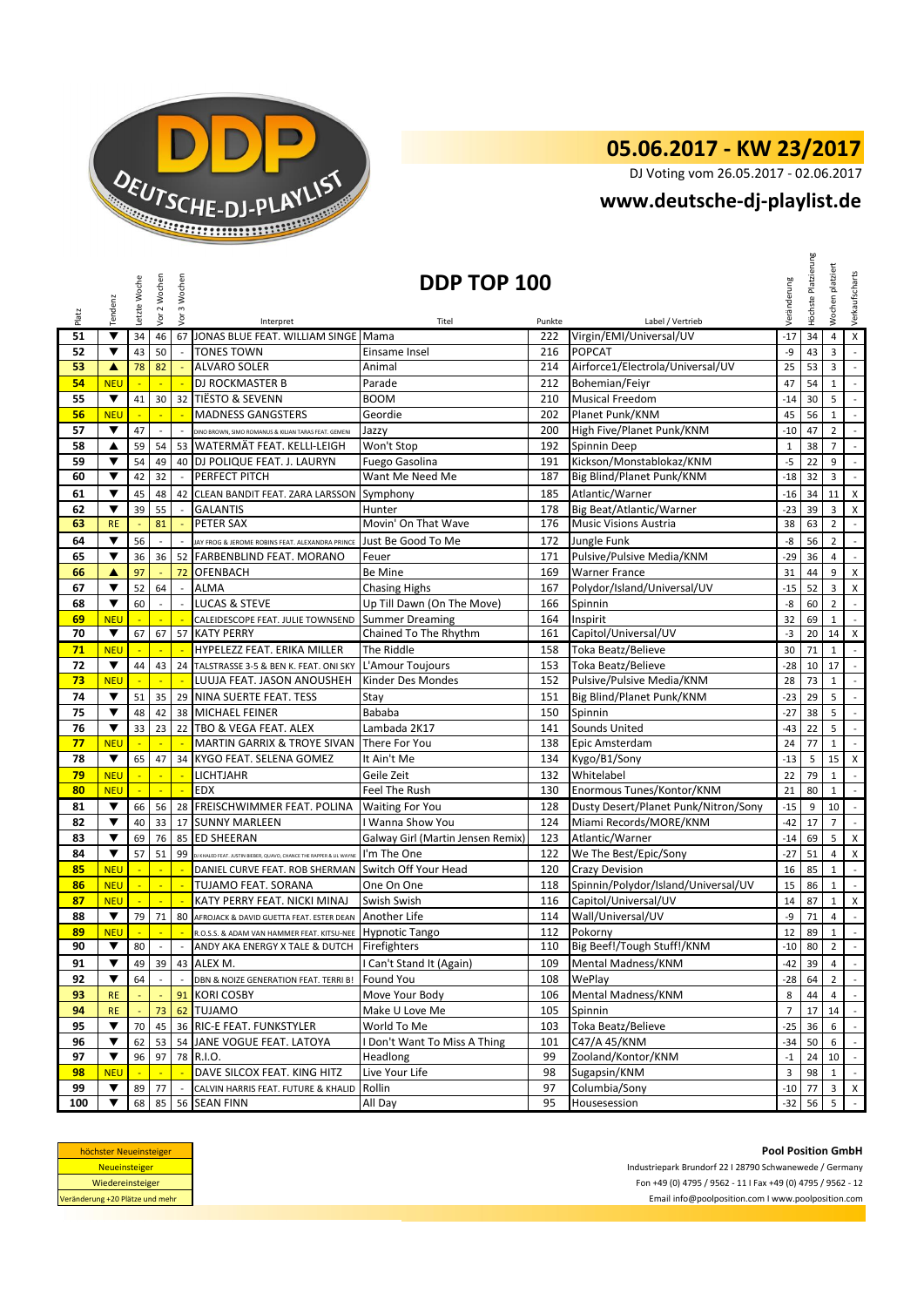DEUTSCHE-DJ-PLAYLIST

# 05.06.2017 - KW 23/2017

DJ Voting vom 26.05.2017 - 02.06.2017

## www.deutsche-dj-playlist.de

## DDP TOP 100

| Platz | Tendenz | Letzte Woche | Vor 2 Wochen | Vor 3 Wochen | Interpret | Titel | Punkte | Label / Vertrieb | Veränderung | Höchste Platzierung | Wochen platziert | Verkaufscharts |
|---|---|---|---|---|---|---|---|---|---|---|---|---|
| 51 | ▼ | 34 | 46 | 67 | JONAS BLUE FEAT. WILLIAM SINGE | Mama | 222 | Virgin/EMI/Universal/UV | -17 | 34 | 4 | X |
| 52 | ▼ | 43 | 50 | - | TONES TOWN | Einsame Insel | 216 | POPCAT | -9 | 43 | 3 | - |
| 53 | ▲ | 78 | 82 | - | ALVARO SOLER | Animal | 214 | Airforce1/Electrola/Universal/UV | 25 | 53 | 3 | - |
| 54 | NEU | - | - | - | DJ ROCKMASTER B | Parade | 212 | Bohemian/Feiyr | 47 | 54 | 1 | - |
| 55 | ▼ | 41 | 30 | 32 | TIËSTO & SEVENN | BOOM | 210 | Musical Freedom | -14 | 30 | 5 | - |
| 56 | NEU | - | - | - | MADNESS GANGSTERS | Geordie | 202 | Planet Punk/KNM | 45 | 56 | 1 | - |
| 57 | ▼ | 47 | - | - | DINO BROWN, SIMO ROMANUS & KILIAN TARAS FEAT. GEMENI | Jazzy | 200 | High Five/Planet Punk/KNM | -10 | 47 | 2 | - |
| 58 | ▲ | 59 | 54 | 53 | WATERMÄT FEAT. KELLI-LEIGH | Won't Stop | 192 | Spinnin Deep | 1 | 38 | 7 | - |
| 59 | ▼ | 54 | 49 | 40 | DJ POLIQUE FEAT. J. LAURYN | Fuego Gasolina | 191 | Kickson/Monstablokaz/KNM | -5 | 22 | 9 | - |
| 60 | ▼ | 42 | 32 | - | PERFECT PITCH | Want Me Need Me | 187 | Big Blind/Planet Punk/KNM | -18 | 32 | 3 | - |
| 61 | ▼ | 45 | 48 | 42 | CLEAN BANDIT FEAT. ZARA LARSSON | Symphony | 185 | Atlantic/Warner | -16 | 34 | 11 | X |
| 62 | ▼ | 39 | 55 | - | GALANTIS | Hunter | 178 | Big Beat/Atlantic/Warner | -23 | 39 | 3 | X |
| 63 | RE | - | 81 | - | PETER SAX | Movin' On That Wave | 176 | Music Visions Austria | 38 | 63 | 2 | - |
| 64 | ▼ | 56 | - | - | JAY FROG & JEROME ROBINS FEAT. ALEXANDRA PRINCE | Just Be Good To Me | 172 | Jungle Funk | -8 | 56 | 2 | - |
| 65 | ▼ | 36 | 36 | 52 | FARBENBLIND FEAT. MORANO | Feuer | 171 | Pulsive/Pulsive Media/KNM | -29 | 36 | 4 | - |
| 66 | ▲ | 97 | - | 72 | OFENBACH | Be Mine | 169 | Warner France | 31 | 44 | 9 | X |
| 67 | ▼ | 52 | 64 | - | ALMA | Chasing Highs | 167 | Polydor/Island/Universal/UV | -15 | 52 | 3 | X |
| 68 | ▼ | 60 | - | - | LUCAS & STEVE | Up Till Dawn (On The Move) | 166 | Spinnin | -8 | 60 | 2 | - |
| 69 | NEU | - | - | - | CALEIDESCOPE FEAT. JULIE TOWNSEND | Summer Dreaming | 164 | Inspirit | 32 | 69 | 1 | - |
| 70 | ▼ | 67 | 67 | 57 | KATY PERRY | Chained To The Rhythm | 161 | Capitol/Universal/UV | -3 | 20 | 14 | X |
| 71 | NEU | - | - | - | HYPELEZZ FEAT. ERIKA MILLER | The Riddle | 158 | Toka Beatz/Believe | 30 | 71 | 1 | - |
| 72 | ▼ | 44 | 43 | 24 | TALSTRASSE 3-5 & BEN K. FEAT. ONI SKY | L'Amour Toujours | 153 | Toka Beatz/Believe | -28 | 10 | 17 | - |
| 73 | NEU | - | - | - | LUUJA FEAT. JASON ANOUSHEH | Kinder Des Mondes | 152 | Pulsive/Pulsive Media/KNM | 28 | 73 | 1 | - |
| 74 | ▼ | 51 | 35 | 29 | NINA SUERTE FEAT. TESS | Stay | 151 | Big Blind/Planet Punk/KNM | -23 | 29 | 5 | - |
| 75 | ▼ | 48 | 42 | 38 | MICHAEL FEINER | Bababa | 150 | Spinnin | -27 | 38 | 5 | - |
| 76 | ▼ | 33 | 23 | 22 | TBO & VEGA FEAT. ALEX | Lambada 2K17 | 141 | Sounds United | -43 | 22 | 5 | - |
| 77 | NEU | - | - | - | MARTIN GARRIX & TROYE SIVAN | There For You | 138 | Epic Amsterdam | 24 | 77 | 1 | - |
| 78 | ▼ | 65 | 47 | 34 | KYGO FEAT. SELENA GOMEZ | It Ain't Me | 134 | Kygo/B1/Sony | -13 | 5 | 15 | X |
| 79 | NEU | - | - | - | LICHTJAHR | Geile Zeit | 132 | Whitelabel | 22 | 79 | 1 | - |
| 80 | NEU | - | - | - | EDX | Feel The Rush | 130 | Enormous Tunes/Kontor/KNM | 21 | 80 | 1 | - |
| 81 | ▼ | 66 | 56 | 28 | FREISCHWIMMER FEAT. POLINA | Waiting For You | 128 | Dusty Desert/Planet Punk/Nitron/Sony | -15 | 9 | 10 | - |
| 82 | ▼ | 40 | 33 | 17 | SUNNY MARLEEN | I Wanna Show You | 124 | Miami Records/MORE/KNM | -42 | 17 | 7 | - |
| 83 | ▼ | 69 | 76 | 85 | ED SHEERAN | Galway Girl (Martin Jensen Remix) | 123 | Atlantic/Warner | -14 | 69 | 5 | X |
| 84 | ▼ | 57 | 51 | 99 | DJ KHALED FEAT. JUSTIN BIEBER, QUAVO, CHANCE THE RAPPER & LIL WAYNE | I'm The One | 122 | We The Best/Epic/Sony | -27 | 51 | 4 | X |
| 85 | NEU | - | - | - | DANIEL CURVE FEAT. ROB SHERMAN | Switch Off Your Head | 120 | Crazy Devision | 16 | 85 | 1 | - |
| 86 | NEU | - | - | - | TUJAMO FEAT. SORANA | One On One | 118 | Spinnin/Polydor/Island/Universal/UV | 15 | 86 | 1 | - |
| 87 | NEU | - | - | - | KATY PERRY FEAT. NICKI MINAJ | Swish Swish | 116 | Capitol/Universal/UV | 14 | 87 | 1 | X |
| 88 | ▼ | 79 | 71 | 80 | AFROJACK & DAVID GUETTA FEAT. ESTER DEAN | Another Life | 114 | Wall/Universal/UV | -9 | 71 | 4 | - |
| 89 | NEU | - | - | - | R.O.S.S. & ADAM VAN HAMMER FEAT. KITSU-NEE | Hypnotic Tango | 112 | Pokorny | 12 | 89 | 1 | - |
| 90 | ▼ | 80 | - | - | ANDY AKA ENERGY X TALE & DUTCH | Firefighters | 110 | Big Beef!/Tough Stuff!/KNM | -10 | 80 | 2 | - |
| 91 | ▼ | 49 | 39 | 43 | ALEX M. | I Can't Stand It (Again) | 109 | Mental Madness/KNM | -42 | 39 | 4 | - |
| 92 | ▼ | 64 | - | - | DBN & NOIZE GENERATION FEAT. TERRI B! | Found You | 108 | WePlay | -28 | 64 | 2 | - |
| 93 | RE | - | - | 91 | KORI COSBY | Move Your Body | 106 | Mental Madness/KNM | 8 | 44 | 4 | - |
| 94 | RE | - | 73 | 62 | TUJAMO | Make U Love Me | 105 | Spinnin | 7 | 17 | 14 | - |
| 95 | ▼ | 70 | 45 | 36 | RIC-E FEAT. FUNKSTYLER | World To Me | 103 | Toka Beatz/Believe | -25 | 36 | 6 | - |
| 96 | ▼ | 62 | 53 | 54 | JANE VOGUE FEAT. LATOYA | I Don't Want To Miss A Thing | 101 | C47/A 45/KNM | -34 | 50 | 6 | - |
| 97 | ▼ | 96 | 97 | 78 | R.I.O. | Headlong | 99 | Zooland/Kontor/KNM | -1 | 24 | 10 | - |
| 98 | NEU | - | - | - | DAVE SILCOX FEAT. KING HITZ | Live Your Life | 98 | Sugapsin/KNM | 3 | 98 | 1 | - |
| 99 | ▼ | 89 | 77 | - | CALVIN HARRIS FEAT. FUTURE & KHALID | Rollin | 97 | Columbia/Sony | -10 | 77 | 3 | X |
| 100 | ▼ | 68 | 85 | 56 | SEAN FINN | All Day | 95 | Housesession | -32 | 56 | 5 | - |

höchster Neueinsteiger
Neueinsteiger
Wiedereinsteiger
Veränderung +20 Plätze und mehr

**Pool Position GmbH**
Industriepark Brundorf 22 I 28790 Schwanewede / Germany
Fon +49 (0) 4795 / 9562 - 11 I Fax +49 (0) 4795 / 9562 - 12
Email info@poolposition.com I www.poolposition.com